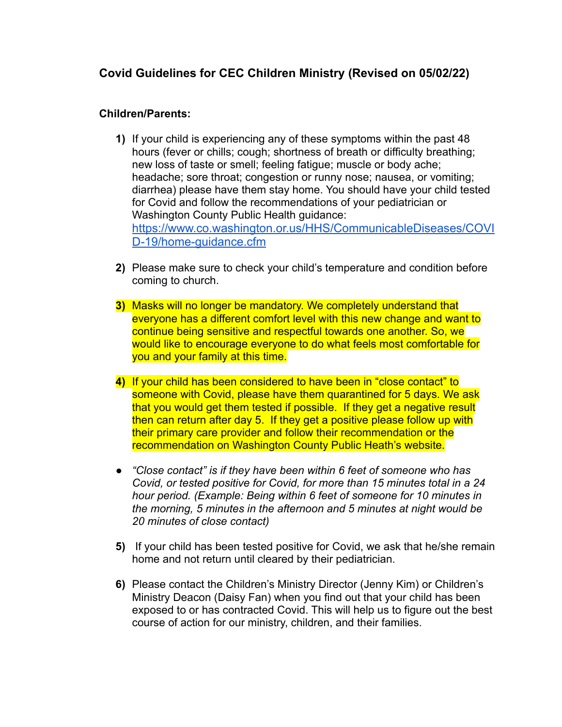## **Covid Guidelines for CEC Children Ministry (Revised on 05/02/22)**

**Children/Parents:**

1) If your child is experiencing any of these symptoms within the past 48 hours (fever or chills; cough; shortness of breath or difficulty breathing; new loss of taste or smell; feeling fatigue; muscle or body ache; headache; sore throat; congestion or runny nose; nausea, or vomiting; diarrhea) please have them stay home. You should have your child tested for Covid and follow the recommendations of your pediatrician or Washington County Public Health guidance: [https://www.co.washington.or.us/HHS/CommunicableDiseases/COVID-19/home-guidance.cfm](https://www.co.washington.or.us/HHS/CommunicableDiseases/COVID-19/home-guidance.cfm)

2) Please make sure to check your child's temperature and condition before coming to church.

3) Masks will no longer be mandatory. We completely understand that everyone has a different comfort level with this new change and want to continue being sensitive and respectful towards one another. So, we would like to encourage everyone to do what feels most comfortable for you and your family at this time.

4) If your child has been considered to have been in "close contact" to someone with Covid, please have them quarantined for 5 days. We ask that you would get them tested if possible. If they get a negative result then can return after day 5. If they get a positive please follow up with their primary care provider and follow their recommendation or the recommendation on Washington County Public Heath's website.

- *"Close contact" is if they have been within 6 feet of someone who has Covid, or tested positive for Covid, for more than 15 minutes total in a 24 hour period. (Example: Being within 6 feet of someone for 10 minutes in the morning, 5 minutes in the afternoon and 5 minutes at night would be 20 minutes of close contact)*

5) If your child has been tested positive for Covid, we ask that he/she remain home and not return until cleared by their pediatrician.

6) Please contact the Children's Ministry Director (Jenny Kim) or Children's Ministry Deacon (Daisy Fan) when you find out that your child has been exposed to or has contracted Covid. This will help us to figure out the best course of action for our ministry, children, and their families.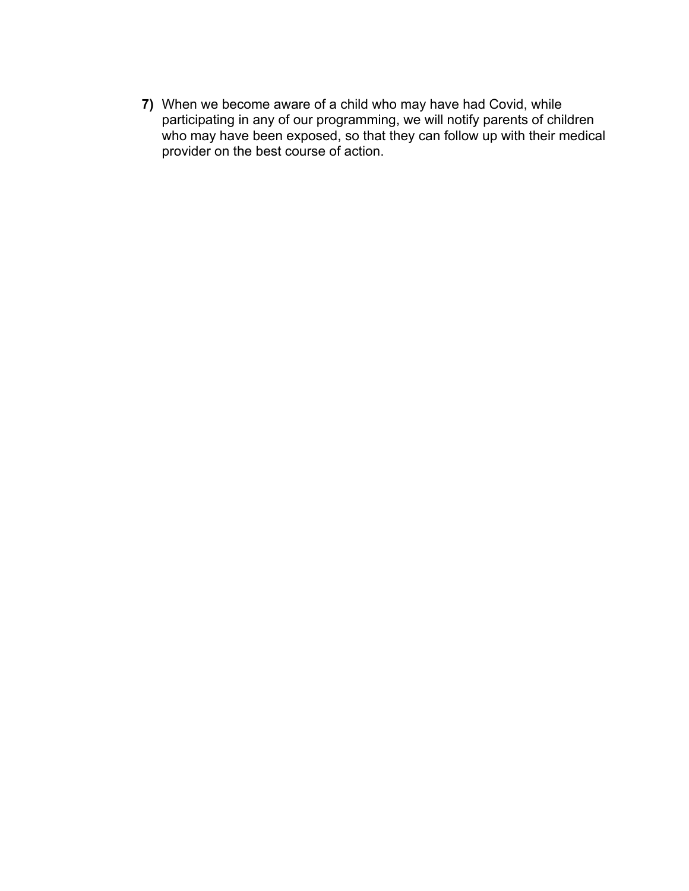**7)** When we become aware of a child who may have had Covid, while participating in any of our programming, we will notify parents of children who may have been exposed, so that they can follow up with their medical provider on the best course of action.